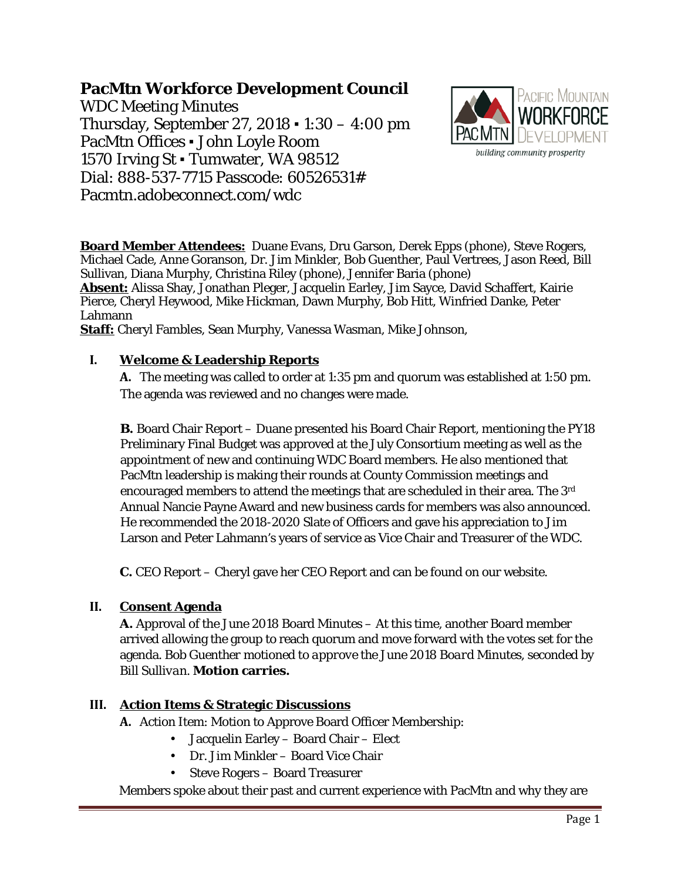# PacMtn Workforce Development Council

WDC Meeting Minutes
Thursday, September 27, 2018 ▪ 1:30 – 4:00 pm
PacMtn Offices ▪ John Loyle Room
1570 Irving St ▪ Tumwater, WA 98512
Dial: 888-537-7715 Passcode: 60526531#
Pacmtn.adobeconnect.com/wdc

**Board Member Attendees:** Duane Evans, Dru Garson, Derek Epps (phone), Steve Rogers, Michael Cade, Anne Goranson, Dr. Jim Minkler, Bob Guenther, Paul Vertrees, Jason Reed, Bill Sullivan, Diana Murphy, Christina Riley (phone), Jennifer Baria (phone)
**Absent:** Alissa Shay, Jonathan Pleger, Jacquelin Earley, Jim Sayce, David Schaffert, Kairie Pierce, Cheryl Heywood, Mike Hickman, Dawn Murphy, Bob Hitt, Winfried Danke, Peter Lahmann
**Staff:** Cheryl Fambles, Sean Murphy, Vanessa Wasman, Mike Johnson,

## I. Welcome & Leadership Reports

**A.** The meeting was called to order at 1:35 pm and quorum was established at 1:50 pm. The agenda was reviewed and no changes were made.

**B.** Board Chair Report – Duane presented his Board Chair Report, mentioning the PY18 Preliminary Final Budget was approved at the July Consortium meeting as well as the appointment of new and continuing WDC Board members. He also mentioned that PacMtn leadership is making their rounds at County Commission meetings and encouraged members to attend the meetings that are scheduled in their area. The 3rd Annual Nancie Payne Award and new business cards for members was also announced. He recommended the 2018-2020 Slate of Officers and gave his appreciation to Jim Larson and Peter Lahmann's years of service as Vice Chair and Treasurer of the WDC.

**C.** CEO Report – Cheryl gave her CEO Report and can be found on our website.

## II. Consent Agenda

**A.** Approval of the June 2018 Board Minutes – At this time, another Board member arrived allowing the group to reach quorum and move forward with the votes set for the agenda. Bob Guenther motioned to *approve the June 2018 Board Minutes*, seconded by Bill Sullivan. **Motion carries.**

## III. Action Items & Strategic Discussions

**A.** Action Item: Motion to Approve Board Officer Membership:

- Jacquelin Earley – Board Chair – Elect
- Dr. Jim Minkler – Board Vice Chair
- Steve Rogers – Board Treasurer

Members spoke about their past and current experience with PacMtn and why they are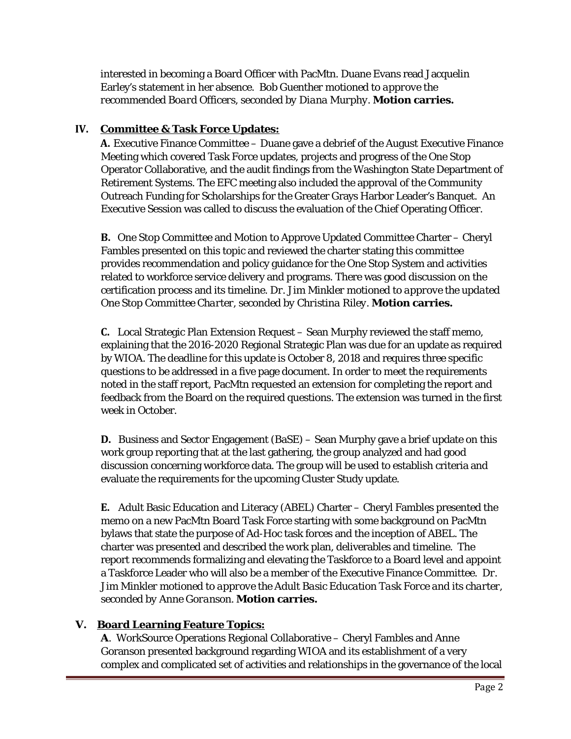interested in becoming a Board Officer with PacMtn. Duane Evans read Jacquelin Earley's statement in her absence. *Bob Guenther motioned to approve the recommended Board Officers, seconded by Diana Murphy.* **Motion carries.**

## IV. Committee & Task Force Updates:

**A.** Executive Finance Committee – Duane gave a debrief of the August Executive Finance Meeting which covered Task Force updates, projects and progress of the One Stop Operator Collaborative, and the audit findings from the Washington State Department of Retirement Systems. The EFC meeting also included the approval of the Community Outreach Funding for Scholarships for the Greater Grays Harbor Leader's Banquet. An Executive Session was called to discuss the evaluation of the Chief Operating Officer.

**B.** One Stop Committee and Motion to Approve Updated Committee Charter – Cheryl Fambles presented on this topic and reviewed the charter stating this committee provides recommendation and policy guidance for the One Stop System and activities related to workforce service delivery and programs. There was good discussion on the certification process and its timeline. *Dr. Jim Minkler motioned to approve the updated One Stop Committee Charter, seconded by Christina Riley.* **Motion carries.**

**C.** Local Strategic Plan Extension Request – Sean Murphy reviewed the staff memo, explaining that the 2016-2020 Regional Strategic Plan was due for an update as required by WIOA. The deadline for this update is October 8, 2018 and requires three specific questions to be addressed in a five page document. In order to meet the requirements noted in the staff report, PacMtn requested an extension for completing the report and feedback from the Board on the required questions. The extension was turned in the first week in October.

**D.** Business and Sector Engagement (BaSE) – Sean Murphy gave a brief update on this work group reporting that at the last gathering, the group analyzed and had good discussion concerning workforce data. The group will be used to establish criteria and evaluate the requirements for the upcoming Cluster Study update.

**E.** Adult Basic Education and Literacy (ABEL) Charter – Cheryl Fambles presented the memo on a new PacMtn Board Task Force starting with some background on PacMtn bylaws that state the purpose of Ad-Hoc task forces and the inception of ABEL. The charter was presented and described the work plan, deliverables and timeline. The report recommends formalizing and elevating the Taskforce to a Board level and appoint a Taskforce Leader who will also be a member of the Executive Finance Committee. *Dr. Jim Minkler motioned to approve the Adult Basic Education Task Force and its charter, seconded by Anne Goranson.* **Motion carries.**

## V. Board Learning Feature Topics:

**A**. WorkSource Operations Regional Collaborative – Cheryl Fambles and Anne Goranson presented background regarding WIOA and its establishment of a very complex and complicated set of activities and relationships in the governance of the local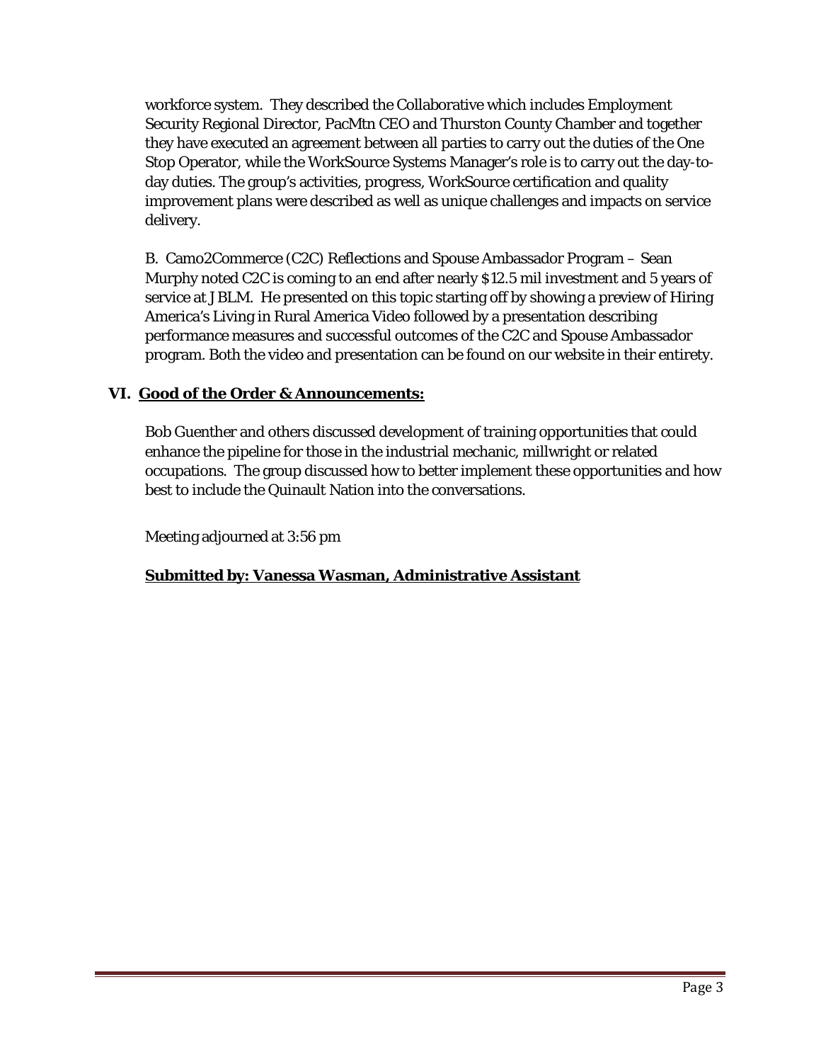workforce system. They described the Collaborative which includes Employment Security Regional Director, PacMtn CEO and Thurston County Chamber and together they have executed an agreement between all parties to carry out the duties of the One Stop Operator, while the WorkSource Systems Manager's role is to carry out the day-to-day duties. The group's activities, progress, WorkSource certification and quality improvement plans were described as well as unique challenges and impacts on service delivery.

B. Camo2Commerce (C2C) Reflections and Spouse Ambassador Program – Sean Murphy noted C2C is coming to an end after nearly $12.5 mil investment and 5 years of service at JBLM. He presented on this topic starting off by showing a preview of Hiring America's Living in Rural America Video followed by a presentation describing performance measures and successful outcomes of the C2C and Spouse Ambassador program. Both the video and presentation can be found on our website in their entirety.

## VI. <u>Good of the Order & Announcements:</u>

Bob Guenther and others discussed development of training opportunities that could enhance the pipeline for those in the industrial mechanic, millwright or related occupations. The group discussed how to better implement these opportunities and how best to include the Quinault Nation into the conversations.

Meeting adjourned at 3:56 pm

**<u>Submitted by: Vanessa Wasman, Administrative Assistant</u>**